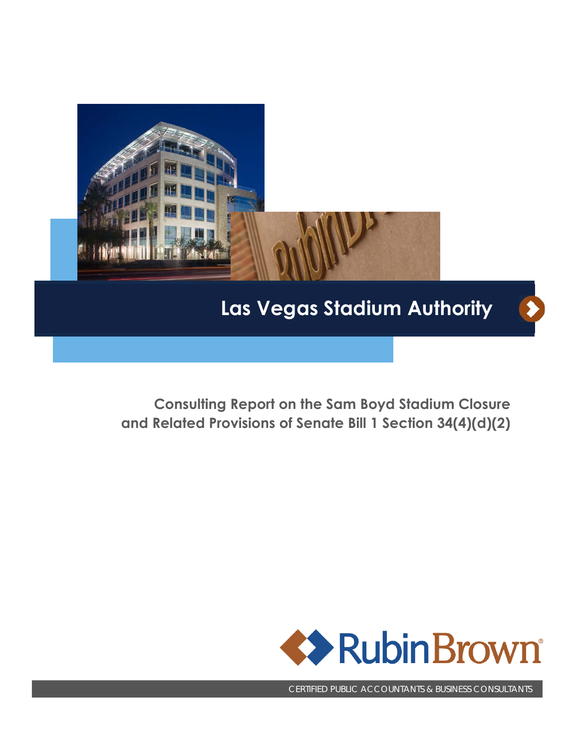# Las Vegas Stadium Authority

## Consulting Report on the Sam Boyd Stadium Closure and Related Provisions of Senate Bill 1 Section 34(4)(d)(2)

RubinBrown

CERTIFIED PUBLIC ACCOUNTANTS & BUSINESS CONSULTANTS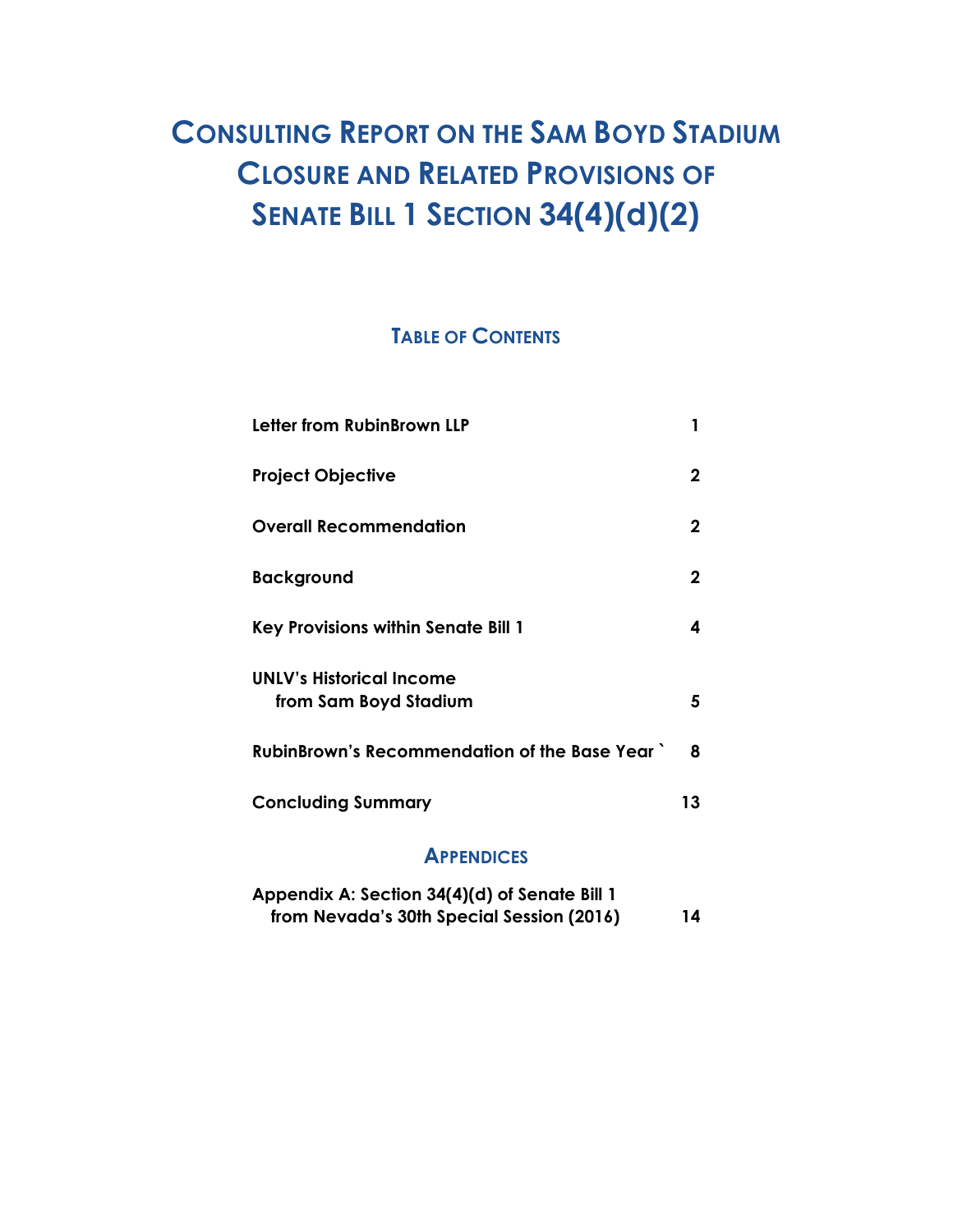# Consulting Report on the Sam Boyd Stadium Closure and Related Provisions of Senate Bill 1 Section 34(4)(d)(2)

## Table of Contents

| | |
|---|---|
| **Letter from RubinBrown LLP** | **1** |
| **Project Objective** | **2** |
| **Overall Recommendation** | **2** |
| **Background** | **2** |
| **Key Provisions within Senate Bill 1** | **4** |
| **UNLV's Historical Income from Sam Boyd Stadium** | **5** |
| **RubinBrown's Recommendation of the Base Year `** | **8** |
| **Concluding Summary** | **13** |

## Appendices

| | |
|---|---|
| **Appendix A: Section 34(4)(d) of Senate Bill 1 from Nevada's 30th Special Session (2016)** | **14** |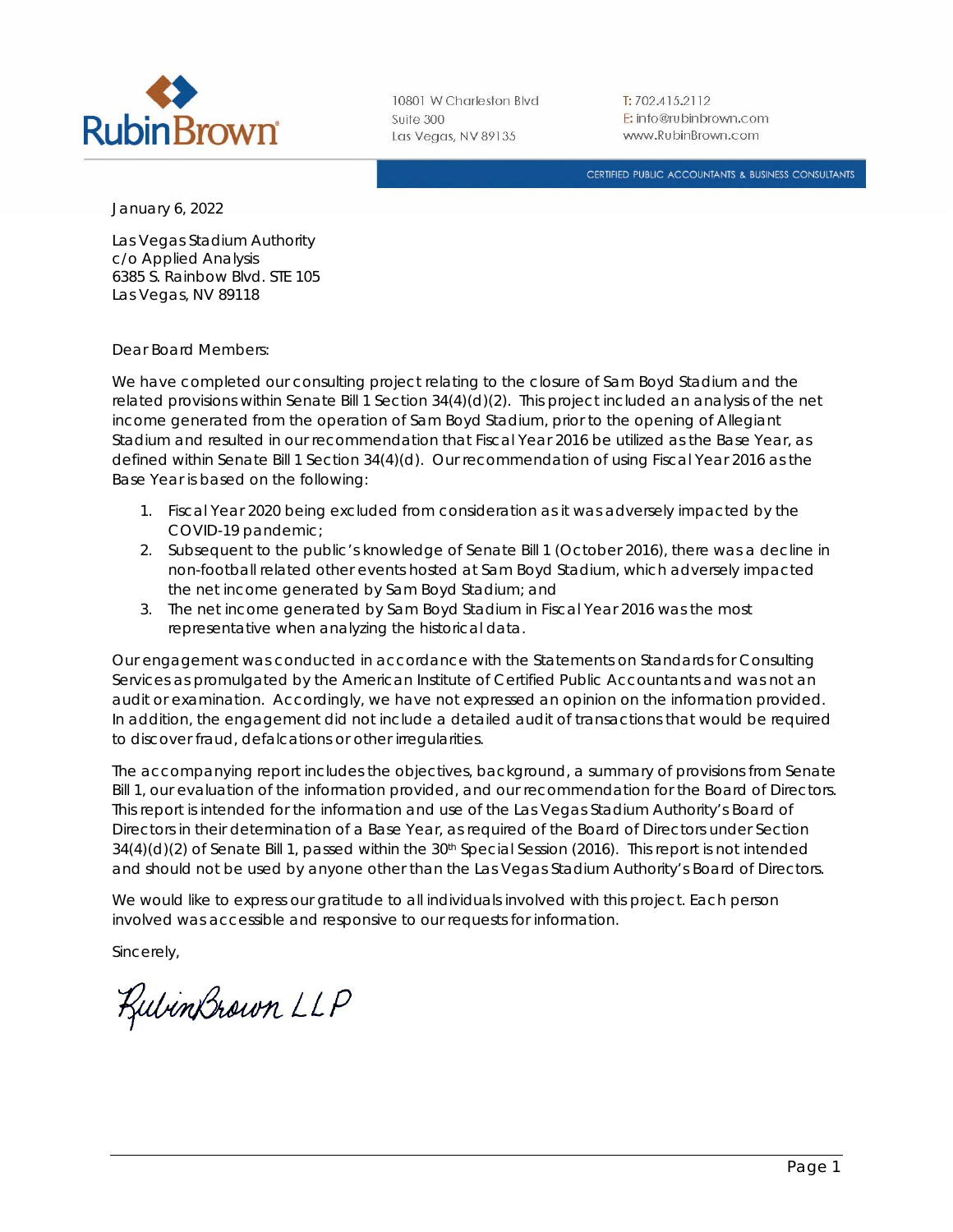RubinBrown

10801 W Charleston Blvd
Suite 300
Las Vegas, NV 89135

T: 702.415.2112
E: info@rubinbrown.com
www.RubinBrown.com

CERTIFIED PUBLIC ACCOUNTANTS & BUSINESS CONSULTANTS

January 6, 2022

Las Vegas Stadium Authority
c/o Applied Analysis
6385 S. Rainbow Blvd. STE 105
Las Vegas, NV 89118

Dear Board Members:

We have completed our consulting project relating to the closure of Sam Boyd Stadium and the related provisions within Senate Bill 1 Section 34(4)(d)(2). This project included an analysis of the net income generated from the operation of Sam Boyd Stadium, prior to the opening of Allegiant Stadium and resulted in our recommendation that Fiscal Year 2016 be utilized as the Base Year, as defined within Senate Bill 1 Section 34(4)(d). Our recommendation of using Fiscal Year 2016 as the Base Year is based on the following:

1. Fiscal Year 2020 being excluded from consideration as it was adversely impacted by the COVID-19 pandemic;
2. Subsequent to the public's knowledge of Senate Bill 1 (October 2016), there was a decline in non-football related other events hosted at Sam Boyd Stadium, which adversely impacted the net income generated by Sam Boyd Stadium; and
3. The net income generated by Sam Boyd Stadium in Fiscal Year 2016 was the most representative when analyzing the historical data.

Our engagement was conducted in accordance with the Statements on Standards for Consulting Services as promulgated by the American Institute of Certified Public Accountants and was not an audit or examination. Accordingly, we have not expressed an opinion on the information provided. In addition, the engagement did not include a detailed audit of transactions that would be required to discover fraud, defalcations or other irregularities.

The accompanying report includes the objectives, background, a summary of provisions from Senate Bill 1, our evaluation of the information provided, and our recommendation for the Board of Directors. This report is intended for the information and use of the Las Vegas Stadium Authority's Board of Directors in their determination of a Base Year, as required of the Board of Directors under Section 34(4)(d)(2) of Senate Bill 1, passed within the 30th Special Session (2016). This report is not intended and should not be used by anyone other than the Las Vegas Stadium Authority's Board of Directors.

We would like to express our gratitude to all individuals involved with this project. Each person involved was accessible and responsive to our requests for information.

Sincerely,

RubinBrown LLP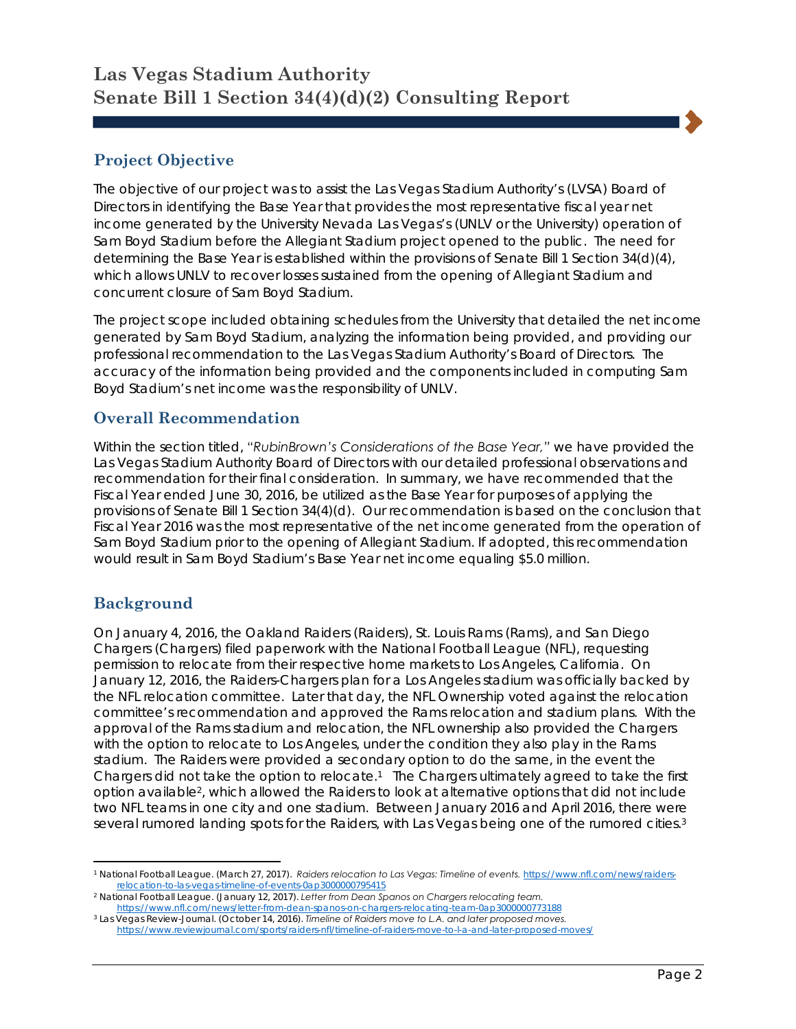# Las Vegas Stadium Authority
# Senate Bill 1 Section 34(4)(d)(2) Consulting Report

## Project Objective

The objective of our project was to assist the Las Vegas Stadium Authority's (LVSA) Board of Directors in identifying the Base Year that provides the most representative fiscal year net income generated by the University Nevada Las Vegas's (UNLV or the University) operation of Sam Boyd Stadium before the Allegiant Stadium project opened to the public. The need for determining the Base Year is established within the provisions of Senate Bill 1 Section 34(d)(4), which allows UNLV to recover losses sustained from the opening of Allegiant Stadium and concurrent closure of Sam Boyd Stadium.

The project scope included obtaining schedules from the University that detailed the net income generated by Sam Boyd Stadium, analyzing the information being provided, and providing our professional recommendation to the Las Vegas Stadium Authority's Board of Directors. The accuracy of the information being provided and the components included in computing Sam Boyd Stadium's net income was the responsibility of UNLV.

## Overall Recommendation

Within the section titled, "*RubinBrown's Considerations of the Base Year,*" we have provided the Las Vegas Stadium Authority Board of Directors with our detailed professional observations and recommendation for their final consideration. In summary, we have recommended that the Fiscal Year ended June 30, 2016, be utilized as the Base Year for purposes of applying the provisions of Senate Bill 1 Section 34(4)(d). Our recommendation is based on the conclusion that Fiscal Year 2016 was the most representative of the net income generated from the operation of Sam Boyd Stadium prior to the opening of Allegiant Stadium. If adopted, this recommendation would result in Sam Boyd Stadium's Base Year net income equaling $5.0 million.

## Background

On January 4, 2016, the Oakland Raiders (Raiders), St. Louis Rams (Rams), and San Diego Chargers (Chargers) filed paperwork with the National Football League (NFL), requesting permission to relocate from their respective home markets to Los Angeles, California. On January 12, 2016, the Raiders-Chargers plan for a Los Angeles stadium was officially backed by the NFL relocation committee. Later that day, the NFL Ownership voted against the relocation committee's recommendation and approved the Rams relocation and stadium plans. With the approval of the Rams stadium and relocation, the NFL ownership also provided the Chargers with the option to relocate to Los Angeles, under the condition they also play in the Rams stadium. The Raiders were provided a secondary option to do the same, in the event the Chargers did not take the option to relocate.[1] The Chargers ultimately agreed to take the first option available[2], which allowed the Raiders to look at alternative options that did not include two NFL teams in one city and one stadium. Between January 2016 and April 2016, there were several rumored landing spots for the Raiders, with Las Vegas being one of the rumored cities.[3]

---

[1] National Football League. (March 27, 2017). *Raiders relocation to Las Vegas: Timeline of events.* https://www.nfl.com/news/raiders-relocation-to-las-vegas-timeline-of-events-0ap3000000795415

[2] National Football League. (January 12, 2017). *Letter from Dean Spanos on Chargers relocating team.* https://www.nfl.com/news/letter-from-dean-spanos-on-chargers-relocating-team-0ap3000000773188

[3] Las Vegas Review-Journal. (October 14, 2016). *Timeline of Raiders move to L.A. and later proposed moves.* https://www.reviewjournal.com/sports/raiders-nfl/timeline-of-raiders-move-to-l-a-and-later-proposed-moves/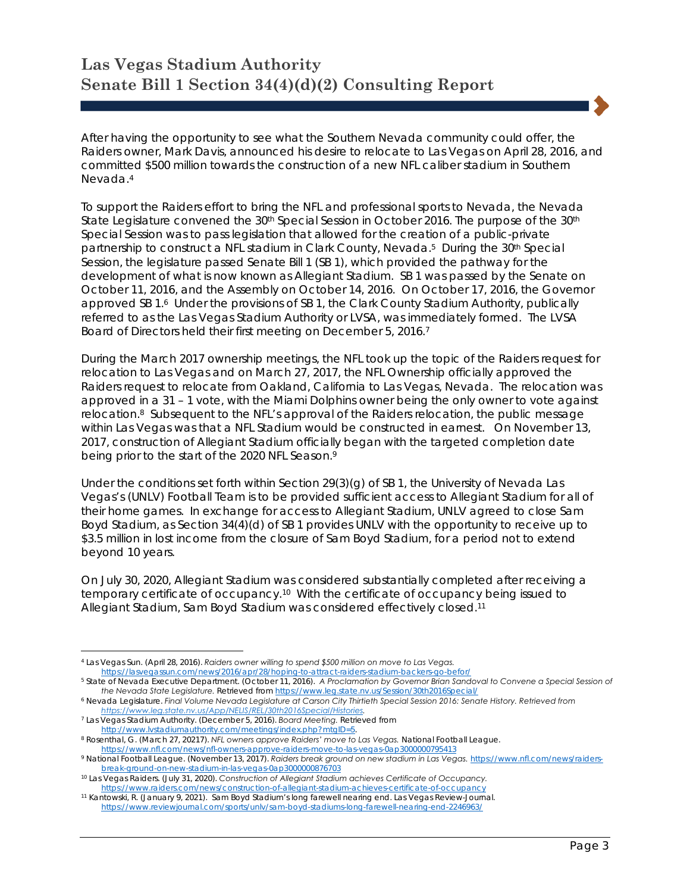After having the opportunity to see what the Southern Nevada community could offer, the Raiders owner, Mark Davis, announced his desire to relocate to Las Vegas on April 28, 2016, and committed $500 million towards the construction of a new NFL caliber stadium in Southern Nevada.[4]

To support the Raiders effort to bring the NFL and professional sports to Nevada, the Nevada State Legislature convened the 30th Special Session in October 2016. The purpose of the 30th Special Session was to pass legislation that allowed for the creation of a public-private partnership to construct a NFL stadium in Clark County, Nevada.[5] During the 30th Special Session, the legislature passed Senate Bill 1 (SB 1), which provided the pathway for the development of what is now known as Allegiant Stadium. SB 1 was passed by the Senate on October 11, 2016, and the Assembly on October 14, 2016. On October 17, 2016, the Governor approved SB 1.[6] Under the provisions of SB 1, the Clark County Stadium Authority, publically referred to as the Las Vegas Stadium Authority or LVSA, was immediately formed. The LVSA Board of Directors held their first meeting on December 5, 2016.[7]

During the March 2017 ownership meetings, the NFL took up the topic of the Raiders request for relocation to Las Vegas and on March 27, 2017, the NFL Ownership officially approved the Raiders request to relocate from Oakland, California to Las Vegas, Nevada. The relocation was approved in a 31 – 1 vote, with the Miami Dolphins owner being the only owner to vote against relocation.[8] Subsequent to the NFL's approval of the Raiders relocation, the public message within Las Vegas was that a NFL Stadium would be constructed in earnest. On November 13, 2017, construction of Allegiant Stadium officially began with the targeted completion date being prior to the start of the 2020 NFL Season.[9]

Under the conditions set forth within Section 29(3)(g) of SB 1, the University of Nevada Las Vegas's (UNLV) Football Team is to be provided sufficient access to Allegiant Stadium for all of their home games. In exchange for access to Allegiant Stadium, UNLV agreed to close Sam Boyd Stadium, as Section 34(4)(d) of SB 1 provides UNLV with the opportunity to receive up to $3.5 million in lost income from the closure of Sam Boyd Stadium, for a period not to extend beyond 10 years.

On July 30, 2020, Allegiant Stadium was considered substantially completed after receiving a temporary certificate of occupancy.[10] With the certificate of occupancy being issued to Allegiant Stadium, Sam Boyd Stadium was considered effectively closed.[11]

---

[4] Las Vegas Sun. (April 28, 2016). *Raiders owner willing to spend $500 million on move to Las Vegas.* https://lasvegassun.com/news/2016/apr/28/hoping-to-attract-raiders-stadium-backers-go-befor/

[5] State of Nevada Executive Department. (October 11, 2016). *A Proclamation by Governor Brian Sandoval to Convene a Special Session of the Nevada State Legislature.* Retrieved from https://www.leg.state.nv.us/Session/30th2016Special/

[6] Nevada Legislature. *Final Volume Nevada Legislature at Carson City Thirtieth Special Session 2016: Senate History. Retrieved from https://www.leg.state.nv.us/App/NELIS/REL/30th2016Special/Histories.*

[7] Las Vegas Stadium Authority. (December 5, 2016). *Board Meeting.* Retrieved from http://www.lvstadiumauthority.com/meetings/index.php?mtgID=5.

[8] Rosenthal, G. (March 27, 20217). *NFL owners approve Raiders' move to Las Vegas.* National Football League. https://www.nfl.com/news/nfl-owners-approve-raiders-move-to-las-vegas-0ap3000000795413

[9] National Football League. (November 13, 2017). *Raiders break ground on new stadium in Las Vegas.* https://www.nfl.com/news/raiders-break-ground-on-new-stadium-in-las-vegas-0ap3000000876703

[10] Las Vegas Raiders. (July 31, 2020). *Construction of Allegiant Stadium achieves Certificate of Occupancy.* https://www.raiders.com/news/construction-of-allegiant-stadium-achieves-certificate-of-occupancy

[11] Kantowski, R. (January 9, 2021). Sam Boyd Stadium's long farewell nearing end. Las Vegas Review-Journal. https://www.reviewjournal.com/sports/unlv/sam-boyd-stadiums-long-farewell-nearing-end-2246963/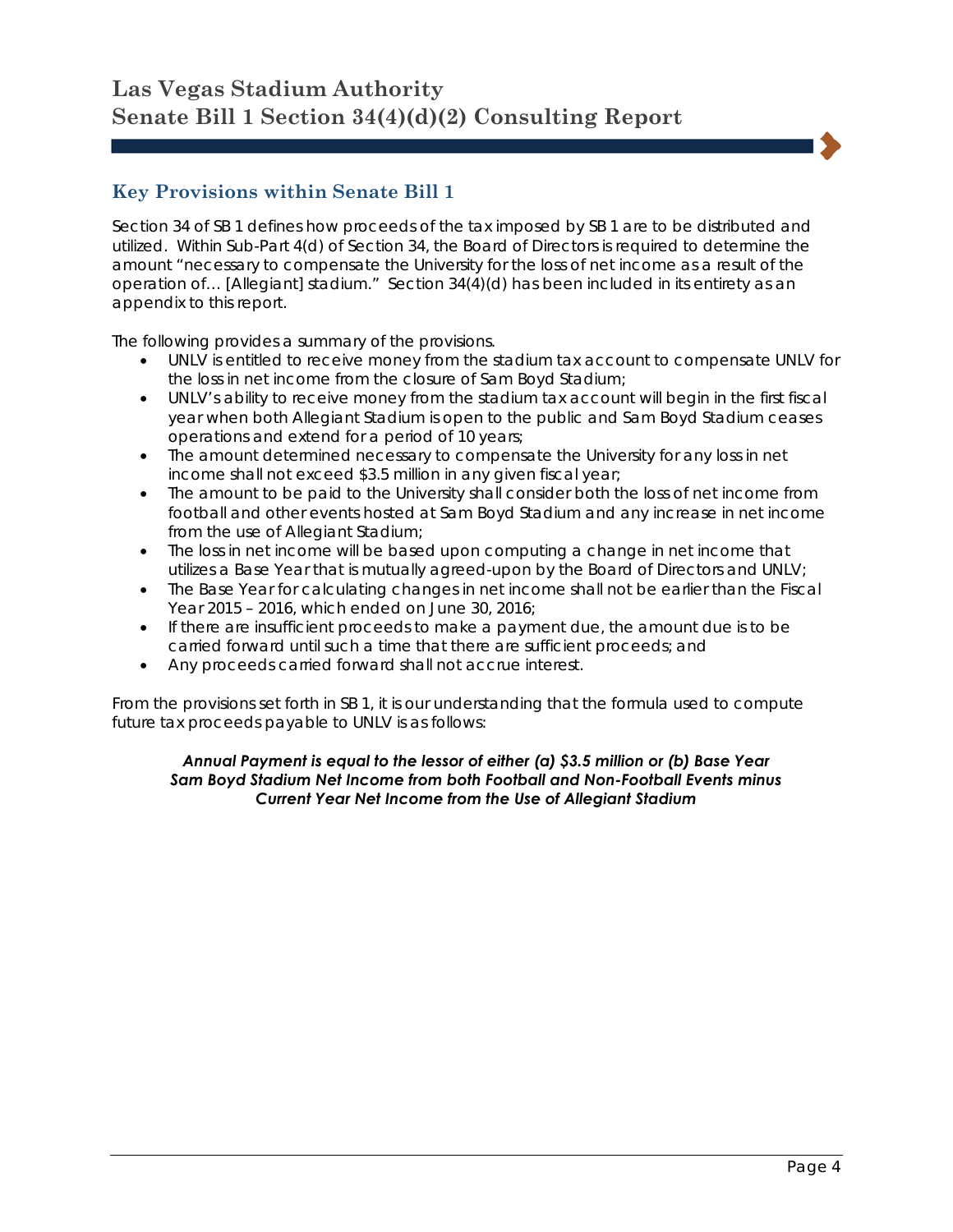## Key Provisions within Senate Bill 1

Section 34 of SB 1 defines how proceeds of the tax imposed by SB 1 are to be distributed and utilized. Within Sub-Part 4(d) of Section 34, the Board of Directors is required to determine the amount "necessary to compensate the University for the loss of net income as a result of the operation of… [Allegiant] stadium." Section 34(4)(d) has been included in its entirety as an appendix to this report.

The following provides a summary of the provisions.

- UNLV is entitled to receive money from the stadium tax account to compensate UNLV for the loss in net income from the closure of Sam Boyd Stadium;
- UNLV's ability to receive money from the stadium tax account will begin in the first fiscal year when both Allegiant Stadium is open to the public and Sam Boyd Stadium ceases operations and extend for a period of 10 years;
- The amount determined necessary to compensate the University for any loss in net income shall not exceed $3.5 million in any given fiscal year;
- The amount to be paid to the University shall consider both the loss of net income from football and other events hosted at Sam Boyd Stadium and any increase in net income from the use of Allegiant Stadium;
- The loss in net income will be based upon computing a change in net income that utilizes a Base Year that is mutually agreed-upon by the Board of Directors and UNLV;
- The Base Year for calculating changes in net income shall not be earlier than the Fiscal Year 2015 – 2016, which ended on June 30, 2016;
- If there are insufficient proceeds to make a payment due, the amount due is to be carried forward until such a time that there are sufficient proceeds; and
- Any proceeds carried forward shall not accrue interest.

From the provisions set forth in SB 1, it is our understanding that the formula used to compute future tax proceeds payable to UNLV is as follows:

***Annual Payment is equal to the lessor of either (a) $3.5 million or (b) Base Year Sam Boyd Stadium Net Income from both Football and Non-Football Events minus Current Year Net Income from the Use of Allegiant Stadium***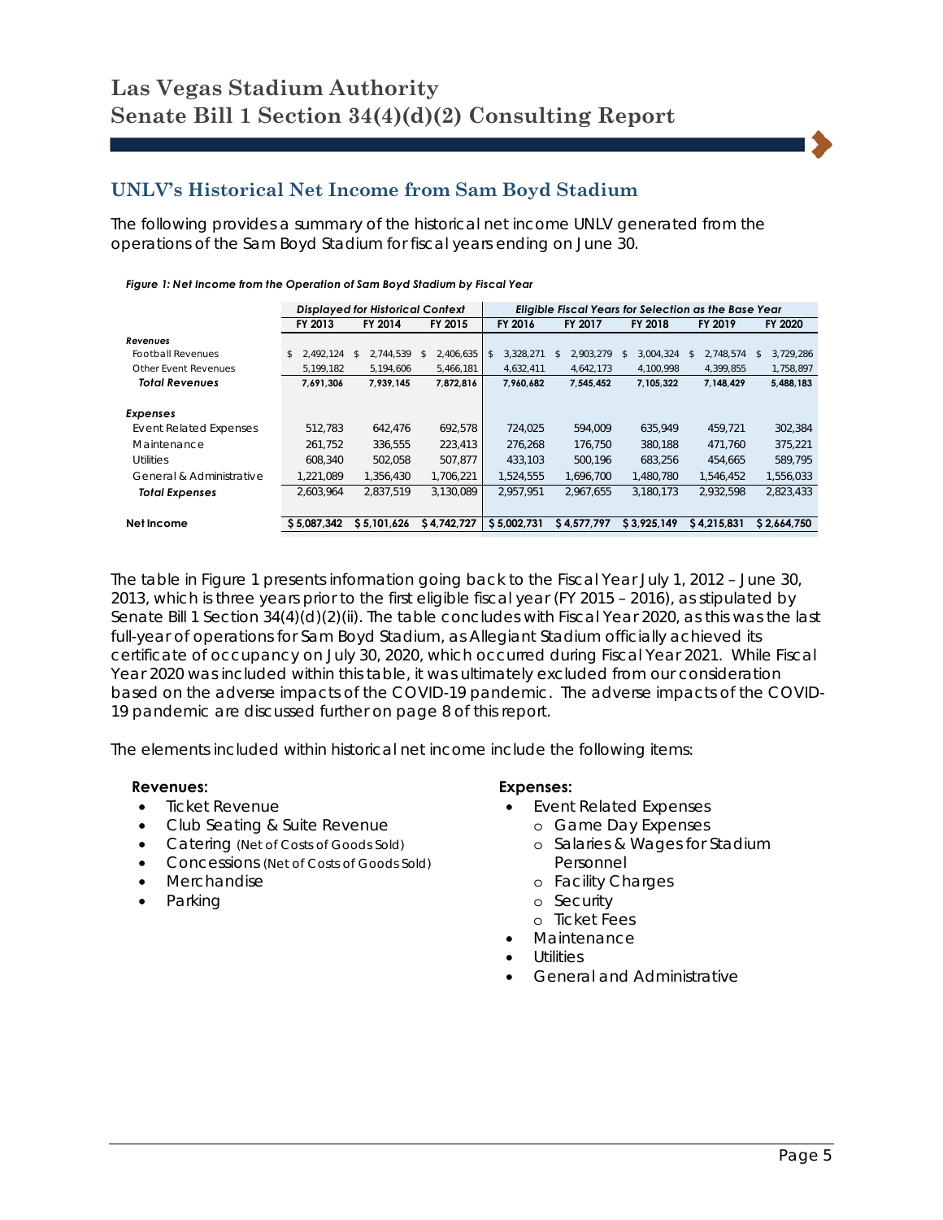## UNLV's Historical Net Income from Sam Boyd Stadium

The following provides a summary of the historical net income UNLV generated from the operations of the Sam Boyd Stadium for fiscal years ending on June 30.

*Figure 1: Net Income from the Operation of Sam Boyd Stadium by Fiscal Year*

| | *Displayed for Historical Context* | | | *Eligible Fiscal Years for Selection as the Base Year* | | | | |
|---|---|---|---|---|---|---|---|---|
| | FY 2013 | FY 2014 | FY 2015 | FY 2016 | FY 2017 | FY 2018 | FY 2019 | FY 2020 |
| ***Revenues*** | | | | | | | | |
| Football Revenues | $ 2,492,124 | $ 2,744,539 | $ 2,406,635 | $ 3,328,271 | $ 2,903,279 | $ 3,004,324 | $ 2,748,574 | $ 3,729,286 |
| Other Event Revenues | 5,199,182 | 5,194,606 | 5,466,181 | 4,632,411 | 4,642,173 | 4,100,998 | 4,399,855 | 1,758,897 |
| ***Total Revenues*** | **7,691,306** | **7,939,145** | **7,872,816** | **7,960,682** | **7,545,452** | **7,105,322** | **7,148,429** | **5,488,183** |
| ***Expenses*** | | | | | | | | |
| Event Related Expenses | 512,783 | 642,476 | 692,578 | 724,025 | 594,009 | 635,949 | 459,721 | 302,384 |
| Maintenance | 261,752 | 336,555 | 223,413 | 276,268 | 176,750 | 380,188 | 471,760 | 375,221 |
| Utilities | 608,340 | 502,058 | 507,877 | 433,103 | 500,196 | 683,256 | 454,665 | 589,795 |
| General & Administrative | 1,221,089 | 1,356,430 | 1,706,221 | 1,524,555 | 1,696,700 | 1,480,780 | 1,546,452 | 1,556,033 |
| ***Total Expenses*** | 2,603,964 | 2,837,519 | 3,130,089 | 2,957,951 | 2,967,655 | 3,180,173 | 2,932,598 | 2,823,433 |
| **Net Income** | **$ 5,087,342** | **$ 5,101,626** | **$ 4,742,727** | **$ 5,002,731** | **$ 4,577,797** | **$ 3,925,149** | **$ 4,215,831** | **$ 2,664,750** |

The table in Figure 1 presents information going back to the Fiscal Year July 1, 2012 – June 30, 2013, which is three years prior to the first eligible fiscal year (FY 2015 – 2016), as stipulated by Senate Bill 1 Section 34(4)(d)(2)(ii). The table concludes with Fiscal Year 2020, as this was the last full-year of operations for Sam Boyd Stadium, as Allegiant Stadium officially achieved its certificate of occupancy on July 30, 2020, which occurred during Fiscal Year 2021. While Fiscal Year 2020 was included within this table, it was ultimately excluded from our consideration based on the adverse impacts of the COVID-19 pandemic. The adverse impacts of the COVID-19 pandemic are discussed further on page 8 of this report.

The elements included within historical net income include the following items:

**Revenues:**

- Ticket Revenue
- Club Seating & Suite Revenue
- Catering (Net of Costs of Goods Sold)
- Concessions (Net of Costs of Goods Sold)
- Merchandise
- Parking

**Expenses:**

- Event Related Expenses
  - Game Day Expenses
  - Salaries & Wages for Stadium Personnel
  - Facility Charges
  - Security
  - Ticket Fees
- Maintenance
- Utilities
- General and Administrative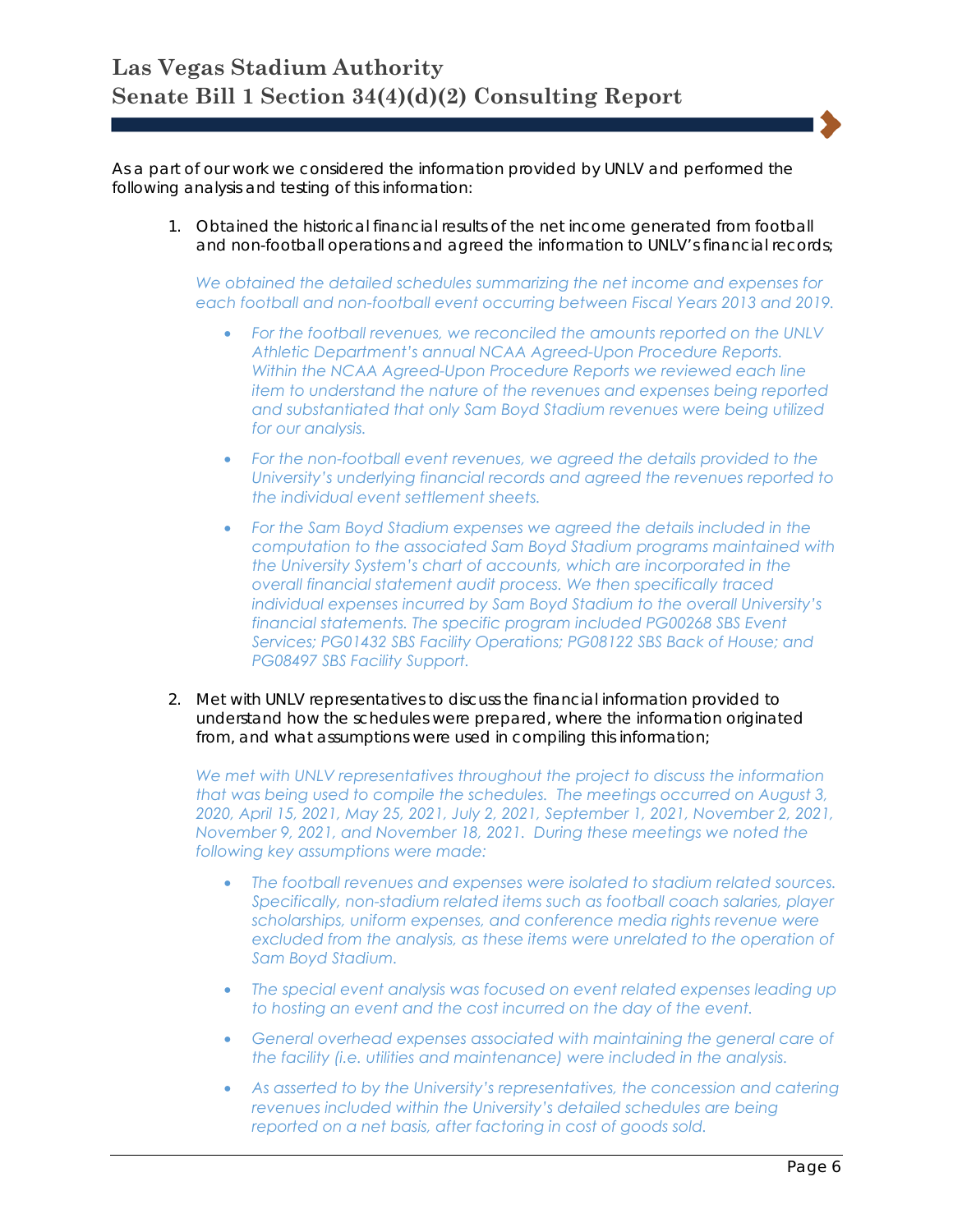As a part of our work we considered the information provided by UNLV and performed the following analysis and testing of this information:

1. Obtained the historical financial results of the net income generated from football and non-football operations and agreed the information to UNLV's financial records;

   *We obtained the detailed schedules summarizing the net income and expenses for each football and non-football event occurring between Fiscal Years 2013 and 2019.*

   - *For the football revenues, we reconciled the amounts reported on the UNLV Athletic Department's annual NCAA Agreed-Upon Procedure Reports. Within the NCAA Agreed-Upon Procedure Reports we reviewed each line item to understand the nature of the revenues and expenses being reported and substantiated that only Sam Boyd Stadium revenues were being utilized for our analysis.*

   - *For the non-football event revenues, we agreed the details provided to the University's underlying financial records and agreed the revenues reported to the individual event settlement sheets.*

   - *For the Sam Boyd Stadium expenses we agreed the details included in the computation to the associated Sam Boyd Stadium programs maintained with the University System's chart of accounts, which are incorporated in the overall financial statement audit process. We then specifically traced individual expenses incurred by Sam Boyd Stadium to the overall University's financial statements. The specific program included PG00268 SBS Event Services; PG01432 SBS Facility Operations; PG08122 SBS Back of House; and PG08497 SBS Facility Support.*

2. Met with UNLV representatives to discuss the financial information provided to understand how the schedules were prepared, where the information originated from, and what assumptions were used in compiling this information;

   *We met with UNLV representatives throughout the project to discuss the information that was being used to compile the schedules. The meetings occurred on August 3, 2020, April 15, 2021, May 25, 2021, July 2, 2021, September 1, 2021, November 2, 2021, November 9, 2021, and November 18, 2021. During these meetings we noted the following key assumptions were made:*

   - *The football revenues and expenses were isolated to stadium related sources. Specifically, non-stadium related items such as football coach salaries, player scholarships, uniform expenses, and conference media rights revenue were excluded from the analysis, as these items were unrelated to the operation of Sam Boyd Stadium.*

   - *The special event analysis was focused on event related expenses leading up to hosting an event and the cost incurred on the day of the event.*

   - *General overhead expenses associated with maintaining the general care of the facility (i.e. utilities and maintenance) were included in the analysis.*

   - *As asserted to by the University's representatives, the concession and catering revenues included within the University's detailed schedules are being reported on a net basis, after factoring in cost of goods sold.*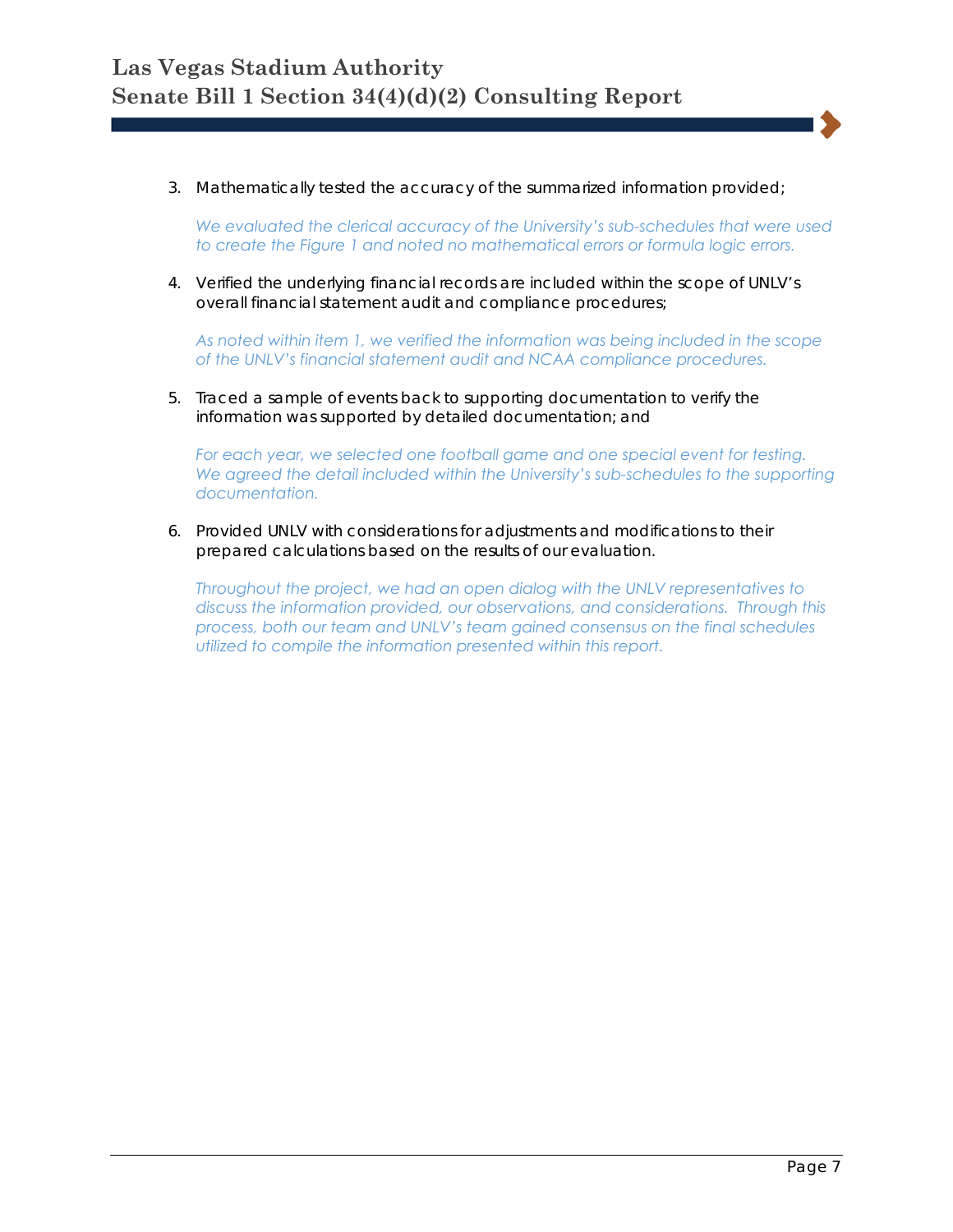3. Mathematically tested the accuracy of the summarized information provided;

   *We evaluated the clerical accuracy of the University's sub-schedules that were used to create the Figure 1 and noted no mathematical errors or formula logic errors.*

4. Verified the underlying financial records are included within the scope of UNLV's overall financial statement audit and compliance procedures;

   *As noted within item 1, we verified the information was being included in the scope of the UNLV's financial statement audit and NCAA compliance procedures.*

5. Traced a sample of events back to supporting documentation to verify the information was supported by detailed documentation; and

   *For each year, we selected one football game and one special event for testing. We agreed the detail included within the University's sub-schedules to the supporting documentation.*

6. Provided UNLV with considerations for adjustments and modifications to their prepared calculations based on the results of our evaluation.

   *Throughout the project, we had an open dialog with the UNLV representatives to discuss the information provided, our observations, and considerations. Through this process, both our team and UNLV's team gained consensus on the final schedules utilized to compile the information presented within this report.*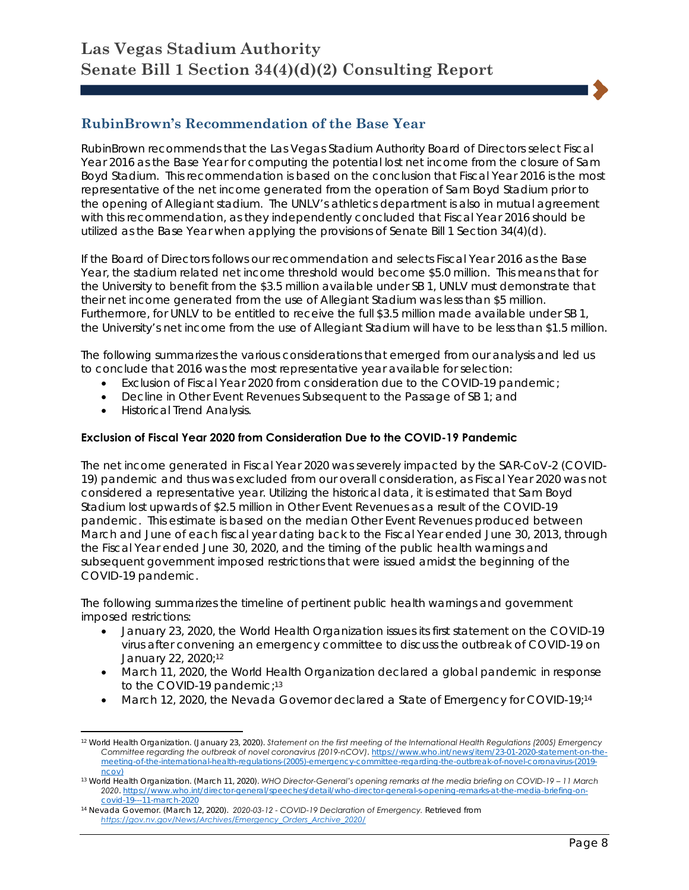## RubinBrown's Recommendation of the Base Year

RubinBrown recommends that the Las Vegas Stadium Authority Board of Directors select Fiscal Year 2016 as the Base Year for computing the potential lost net income from the closure of Sam Boyd Stadium. This recommendation is based on the conclusion that Fiscal Year 2016 is the most representative of the net income generated from the operation of Sam Boyd Stadium prior to the opening of Allegiant stadium. The UNLV's athletics department is also in mutual agreement with this recommendation, as they independently concluded that Fiscal Year 2016 should be utilized as the Base Year when applying the provisions of Senate Bill 1 Section 34(4)(d).

If the Board of Directors follows our recommendation and selects Fiscal Year 2016 as the Base Year, the stadium related net income threshold would become $5.0 million. This means that for the University to benefit from the $3.5 million available under SB 1, UNLV must demonstrate that their net income generated from the use of Allegiant Stadium was less than $5 million. Furthermore, for UNLV to be entitled to receive the full $3.5 million made available under SB 1, the University's net income from the use of Allegiant Stadium will have to be less than $1.5 million.

The following summarizes the various considerations that emerged from our analysis and led us to conclude that 2016 was the most representative year available for selection:

- Exclusion of Fiscal Year 2020 from consideration due to the COVID-19 pandemic;
- Decline in Other Event Revenues Subsequent to the Passage of SB 1; and
- Historical Trend Analysis.

**Exclusion of Fiscal Year 2020 from Consideration Due to the COVID-19 Pandemic**

The net income generated in Fiscal Year 2020 was severely impacted by the SAR-CoV-2 (COVID-19) pandemic and thus was excluded from our overall consideration, as Fiscal Year 2020 was not considered a representative year. Utilizing the historical data, it is estimated that Sam Boyd Stadium lost upwards of $2.5 million in Other Event Revenues as a result of the COVID-19 pandemic. This estimate is based on the median Other Event Revenues produced between March and June of each fiscal year dating back to the Fiscal Year ended June 30, 2013, through the Fiscal Year ended June 30, 2020, and the timing of the public health warnings and subsequent government imposed restrictions that were issued amidst the beginning of the COVID-19 pandemic.

The following summarizes the timeline of pertinent public health warnings and government imposed restrictions:

- January 23, 2020, the World Health Organization issues its first statement on the COVID-19 virus after convening an emergency committee to discuss the outbreak of COVID-19 on January 22, 2020;[12]
- March 11, 2020, the World Health Organization declared a global pandemic in response to the COVID-19 pandemic;[13]
- March 12, 2020, the Nevada Governor declared a State of Emergency for COVID-19;[14]

---

[12] World Health Organization. (January 23, 2020). *Statement on the first meeting of the International Health Regulations (2005) Emergency Committee regarding the outbreak of novel coronavirus (2019-nCOV)*. https://www.who.int/news/item/23-01-2020-statement-on-the-meeting-of-the-international-health-regulations-(2005)-emergency-committee-regarding-the-outbreak-of-novel-coronavirus-(2019-ncov)

[13] World Health Organization. (March 11, 2020). *WHO Director-General's opening remarks at the media briefing on COVID-19 – 11 March 2020*. https://www.who.int/director-general/speeches/detail/who-director-general-s-opening-remarks-at-the-media-briefing-on-covid-19---11-march-2020

[14] Nevada Governor. (March 12, 2020). *2020-03-12 - COVID-19 Declaration of Emergency.* Retrieved from *https://gov.nv.gov/News/Archives/Emergency_Orders_Archive_2020/*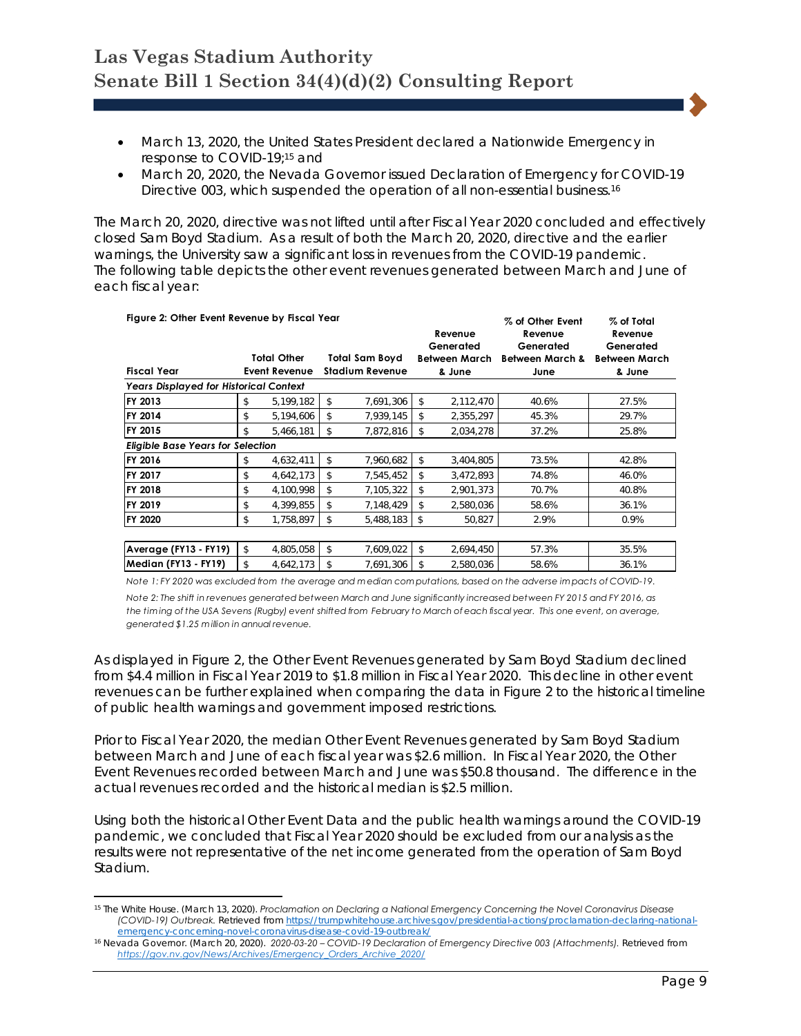- March 13, 2020, the United States President declared a Nationwide Emergency in response to COVID-19;[15] and
- March 20, 2020, the Nevada Governor issued Declaration of Emergency for COVID-19 Directive 003, which suspended the operation of all non-essential business.[16]

The March 20, 2020, directive was not lifted until after Fiscal Year 2020 concluded and effectively closed Sam Boyd Stadium. As a result of both the March 20, 2020, directive and the earlier warnings, the University saw a significant loss in revenues from the COVID-19 pandemic. The following table depicts the other event revenues generated between March and June of each fiscal year:

**Figure 2: Other Event Revenue by Fiscal Year**

| Fiscal Year | Total Other Event Revenue | Total Sam Boyd Stadium Revenue | Revenue Generated Between March & June | % of Other Event Revenue Generated Between March & June | % of Total Revenue Generated Between March & June |
|---|---|---|---|---|---|
| *Years Displayed for Historical Context* | | | | | |
| **FY 2013** | $ 5,199,182 | $ 7,691,306 | $ 2,112,470 | 40.6% | 27.5% |
| **FY 2014** | $ 5,194,606 | $ 7,939,145 | $ 2,355,297 | 45.3% | 29.7% |
| **FY 2015** | $ 5,466,181 | $ 7,872,816 | $ 2,034,278 | 37.2% | 25.8% |
| *Eligible Base Years for Selection* | | | | | |
| **FY 2016** | $ 4,632,411 | $ 7,960,682 | $ 3,404,805 | 73.5% | 42.8% |
| **FY 2017** | $ 4,642,173 | $ 7,545,452 | $ 3,472,893 | 74.8% | 46.0% |
| **FY 2018** | $ 4,100,998 | $ 7,105,322 | $ 2,901,373 | 70.7% | 40.8% |
| **FY 2019** | $ 4,399,855 | $ 7,148,429 | $ 2,580,036 | 58.6% | 36.1% |
| **FY 2020** | $ 1,758,897 | $ 5,488,183 | $ 50,827 | 2.9% | 0.9% |
| | | | | | |
| **Average (FY13 - FY19)** | $ 4,805,058 | $ 7,609,022 | $ 2,694,450 | 57.3% | 35.5% |
| **Median (FY13 - FY19)** | $ 4,642,173 | $ 7,691,306 | $ 2,580,036 | 58.6% | 36.1% |

*Note 1: FY 2020 was excluded from the average and median computations, based on the adverse impacts of COVID-19.*

*Note 2: The shift in revenues generated between March and June significantly increased between FY 2015 and FY 2016, as the timing of the USA Sevens (Rugby) event shifted from February to March of each fiscal year. This one event, on average, generated $1.25 million in annual revenue.*

As displayed in Figure 2, the Other Event Revenues generated by Sam Boyd Stadium declined from $4.4 million in Fiscal Year 2019 to $1.8 million in Fiscal Year 2020. This decline in other event revenues can be further explained when comparing the data in Figure 2 to the historical timeline of public health warnings and government imposed restrictions.

Prior to Fiscal Year 2020, the median Other Event Revenues generated by Sam Boyd Stadium between March and June of each fiscal year was $2.6 million. In Fiscal Year 2020, the Other Event Revenues recorded between March and June was $50.8 thousand. The difference in the actual revenues recorded and the historical median is $2.5 million.

Using both the historical Other Event Data and the public health warnings around the COVID-19 pandemic, we concluded that Fiscal Year 2020 should be excluded from our analysis as the results were not representative of the net income generated from the operation of Sam Boyd Stadium.

---

[15] The White House. (March 13, 2020). *Proclamation on Declaring a National Emergency Concerning the Novel Coronavirus Disease (COVID-19) Outbreak.* Retrieved from https://trumpwhitehouse.archives.gov/presidential-actions/proclamation-declaring-national-emergency-concerning-novel-coronavirus-disease-covid-19-outbreak/

[16] Nevada Governor. (March 20, 2020). *2020-03-20 – COVID-19 Declaration of Emergency Directive 003 (Attachments).* Retrieved from https://gov.nv.gov/News/Archives/Emergency_Orders_Archive_2020/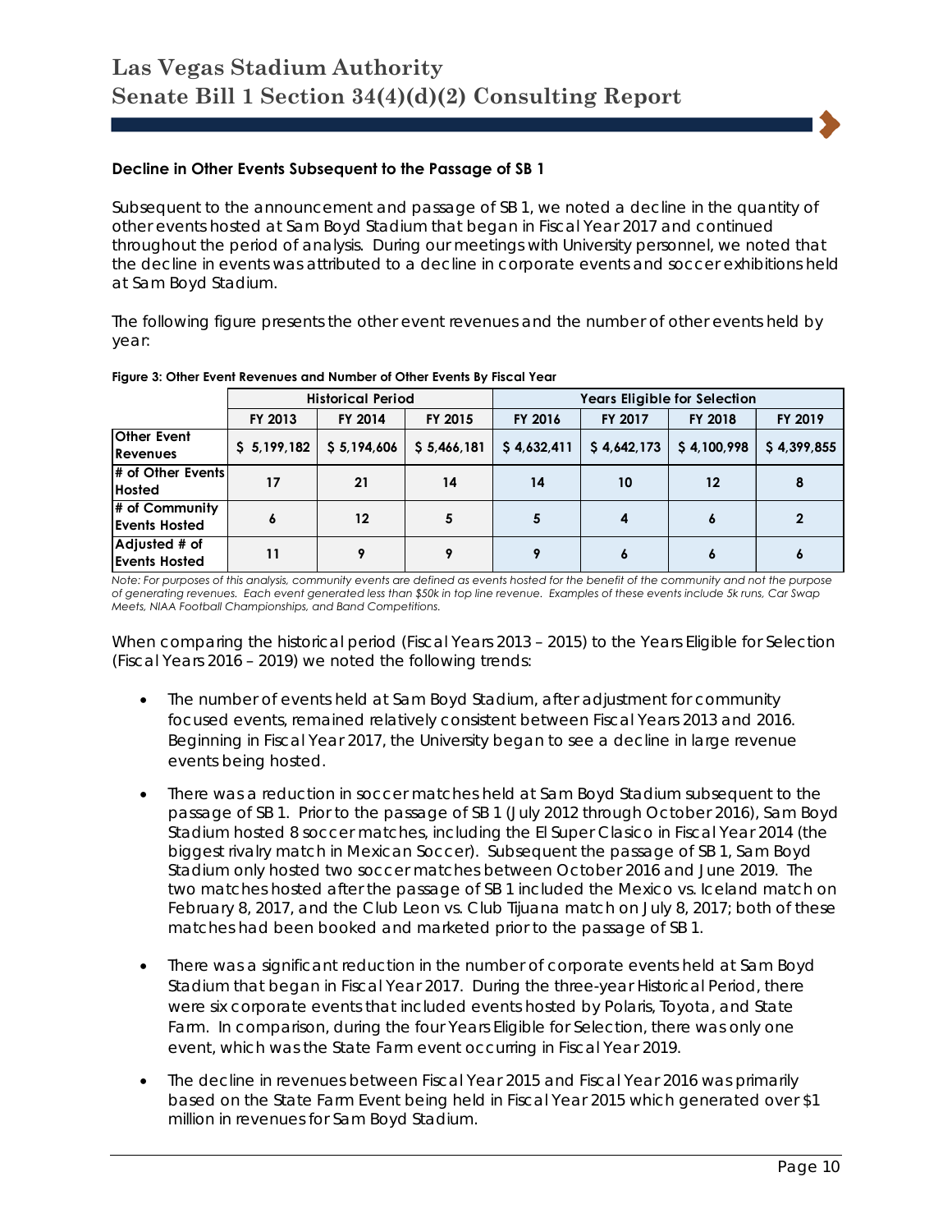### Decline in Other Events Subsequent to the Passage of SB 1

Subsequent to the announcement and passage of SB 1, we noted a decline in the quantity of other events hosted at Sam Boyd Stadium that began in Fiscal Year 2017 and continued throughout the period of analysis. During our meetings with University personnel, we noted that the decline in events was attributed to a decline in corporate events and soccer exhibitions held at Sam Boyd Stadium.

The following figure presents the other event revenues and the number of other events held by year:

**Figure 3: Other Event Revenues and Number of Other Events By Fiscal Year**

| | Historical Period | | | Years Eligible for Selection | | | |
|---|---|---|---|---|---|---|---|
| | FY 2013 | FY 2014 | FY 2015 | FY 2016 | FY 2017 | FY 2018 | FY 2019 |
| **Other Event Revenues** | $ 5,199,182 | $ 5,194,606 | $ 5,466,181 | $ 4,632,411 | $ 4,642,173 | $ 4,100,998 | $ 4,399,855 |
| **# of Other Events Hosted** | 17 | 21 | 14 | 14 | 10 | 12 | 8 |
| **# of Community Events Hosted** | 6 | 12 | 5 | 5 | 4 | 6 | 2 |
| **Adjusted # of Events Hosted** | 11 | 9 | 9 | 9 | 6 | 6 | 6 |

*Note: For purposes of this analysis, community events are defined as events hosted for the benefit of the community and not the purpose of generating revenues. Each event generated less than $50k in top line revenue. Examples of these events include 5k runs, Car Swap Meets, NIAA Football Championships, and Band Competitions.*

When comparing the historical period (Fiscal Years 2013 – 2015) to the Years Eligible for Selection (Fiscal Years 2016 – 2019) we noted the following trends:

- The number of events held at Sam Boyd Stadium, after adjustment for community focused events, remained relatively consistent between Fiscal Years 2013 and 2016. Beginning in Fiscal Year 2017, the University began to see a decline in large revenue events being hosted.
- There was a reduction in soccer matches held at Sam Boyd Stadium subsequent to the passage of SB 1. Prior to the passage of SB 1 (July 2012 through October 2016), Sam Boyd Stadium hosted 8 soccer matches, including the El Super Clasico in Fiscal Year 2014 (the biggest rivalry match in Mexican Soccer). Subsequent the passage of SB 1, Sam Boyd Stadium only hosted two soccer matches between October 2016 and June 2019. The two matches hosted after the passage of SB 1 included the Mexico vs. Iceland match on February 8, 2017, and the Club Leon vs. Club Tijuana match on July 8, 2017; both of these matches had been booked and marketed prior to the passage of SB 1.
- There was a significant reduction in the number of corporate events held at Sam Boyd Stadium that began in Fiscal Year 2017. During the three-year Historical Period, there were six corporate events that included events hosted by Polaris, Toyota, and State Farm. In comparison, during the four Years Eligible for Selection, there was only one event, which was the State Farm event occurring in Fiscal Year 2019.
- The decline in revenues between Fiscal Year 2015 and Fiscal Year 2016 was primarily based on the State Farm Event being held in Fiscal Year 2015 which generated over $1 million in revenues for Sam Boyd Stadium.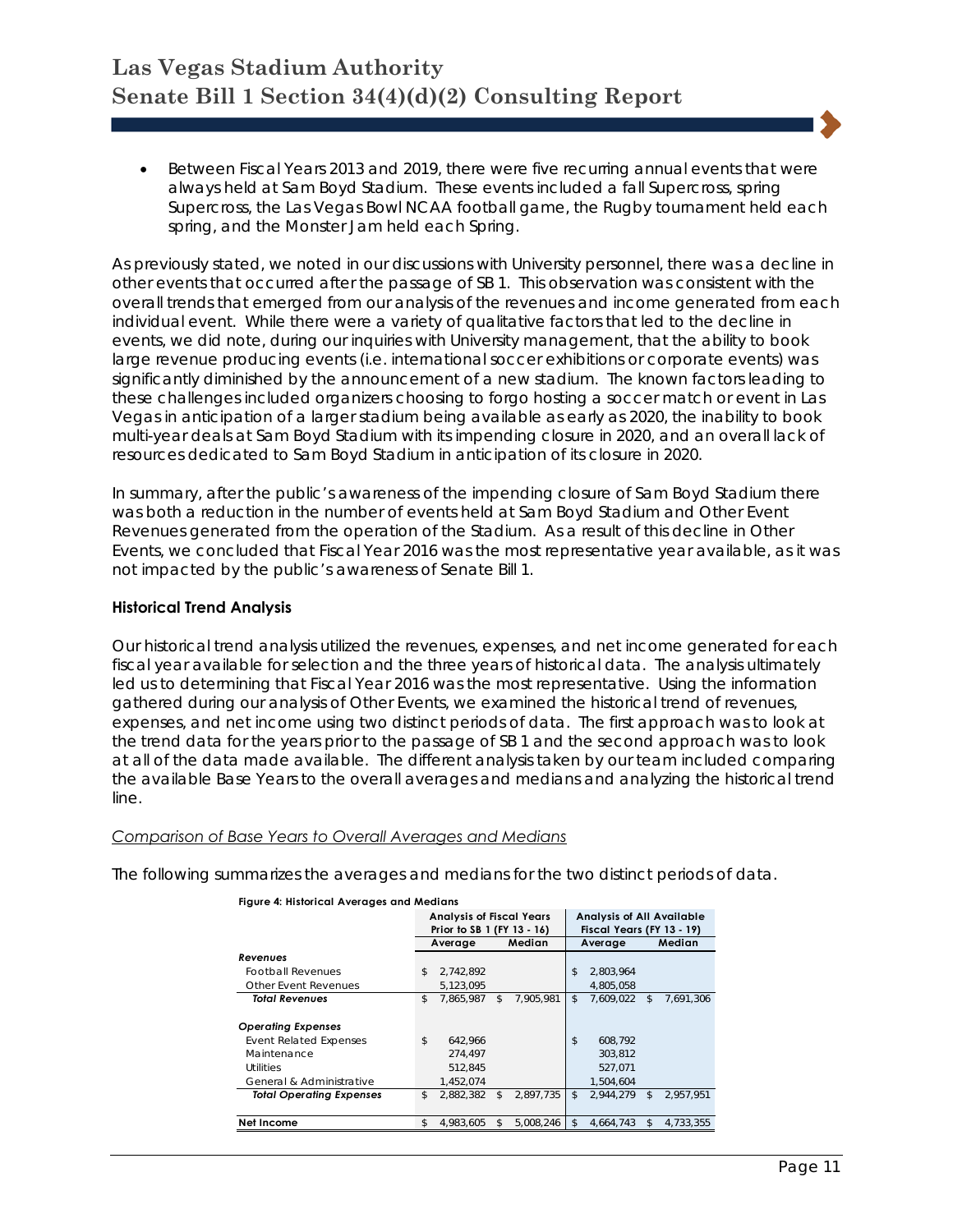- Between Fiscal Years 2013 and 2019, there were five recurring annual events that were always held at Sam Boyd Stadium. These events included a fall Supercross, spring Supercross, the Las Vegas Bowl NCAA football game, the Rugby tournament held each spring, and the Monster Jam held each Spring.

As previously stated, we noted in our discussions with University personnel, there was a decline in other events that occurred after the passage of SB 1. This observation was consistent with the overall trends that emerged from our analysis of the revenues and income generated from each individual event. While there were a variety of qualitative factors that led to the decline in events, we did note, during our inquiries with University management, that the ability to book large revenue producing events (i.e. international soccer exhibitions or corporate events) was significantly diminished by the announcement of a new stadium. The known factors leading to these challenges included organizers choosing to forgo hosting a soccer match or event in Las Vegas in anticipation of a larger stadium being available as early as 2020, the inability to book multi-year deals at Sam Boyd Stadium with its impending closure in 2020, and an overall lack of resources dedicated to Sam Boyd Stadium in anticipation of its closure in 2020.

In summary, after the public's awareness of the impending closure of Sam Boyd Stadium there was both a reduction in the number of events held at Sam Boyd Stadium and Other Event Revenues generated from the operation of the Stadium. As a result of this decline in Other Events, we concluded that Fiscal Year 2016 was the most representative year available, as it was not impacted by the public's awareness of Senate Bill 1.

### Historical Trend Analysis

Our historical trend analysis utilized the revenues, expenses, and net income generated for each fiscal year available for selection and the three years of historical data. The analysis ultimately led us to determining that Fiscal Year 2016 was the most representative. Using the information gathered during our analysis of Other Events, we examined the historical trend of revenues, expenses, and net income using two distinct periods of data. The first approach was to look at the trend data for the years prior to the passage of SB 1 and the second approach was to look at all of the data made available. The different analysis taken by our team included comparing the available Base Years to the overall averages and medians and analyzing the historical trend line.

*Comparison of Base Years to Overall Averages and Medians*

The following summarizes the averages and medians for the two distinct periods of data.

**Figure 4: Historical Averages and Medians**

| | Analysis of Fiscal Years Prior to SB 1 (FY 13 - 16) | | Analysis of All Available Fiscal Years (FY 13 - 19) | |
|---|---|---|---|---|
| | Average | Median | Average | Median |
| ***Revenues*** | | | | |
| Football Revenues | $ 2,742,892 | | $ 2,803,964 | |
| Other Event Revenues | 5,123,095 | | 4,805,058 | |
| ***Total Revenues*** | $ 7,865,987 | $ 7,905,981 | $ 7,609,022 | $ 7,691,306 |
| ***Operating Expenses*** | | | | |
| Event Related Expenses | $ 642,966 | | $ 608,792 | |
| Maintenance | 274,497 | | 303,812 | |
| Utilities | 512,845 | | 527,071 | |
| General & Administrative | 1,452,074 | | 1,504,604 | |
| ***Total Operating Expenses*** | $ 2,882,382 | $ 2,897,735 | $ 2,944,279 | $ 2,957,951 |
| **Net Income** | $ 4,983,605 | $ 5,008,246 | $ 4,664,743 | $ 4,733,355 |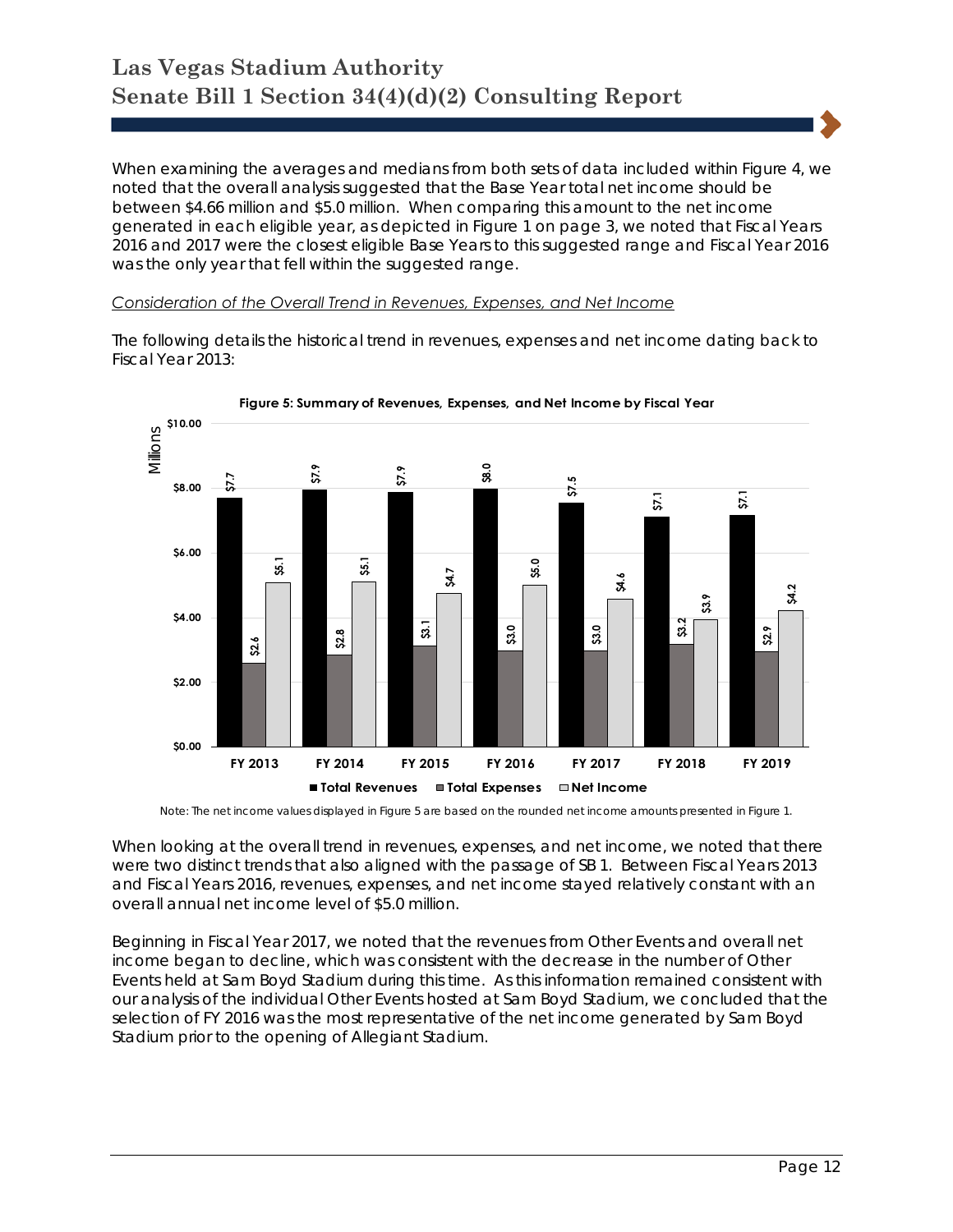When examining the averages and medians from both sets of data included within Figure 4, we noted that the overall analysis suggested that the Base Year total net income should be between $4.66 million and $5.0 million. When comparing this amount to the net income generated in each eligible year, as depicted in Figure 1 on page 3, we noted that Fiscal Years 2016 and 2017 were the closest eligible Base Years to this suggested range and Fiscal Year 2016 was the only year that fell within the suggested range.

*Consideration of the Overall Trend in Revenues, Expenses, and Net Income*

The following details the historical trend in revenues, expenses and net income dating back to Fiscal Year 2013:

**Figure 5: Summary of Revenues, Expenses, and Net Income by Fiscal Year**

(Millions)

| | FY 2013 | FY 2014 | FY 2015 | FY 2016 | FY 2017 | FY 2018 | FY 2019 |
|---|---|---|---|---|---|---|---|
| Total Revenues | $7.7 | $7.9 | $7.9 | $8.0 | $7.5 | $7.1 | $7.1 |
| Total Expenses | $2.6 | $2.8 | $3.1 | $3.0 | $3.0 | $3.2 | $2.9 |
| Net Income | $5.1 | $5.1 | $4.7 | $5.0 | $4.6 | $3.9 | $4.2 |

Note: The net income values displayed in Figure 5 are based on the rounded net income amounts presented in Figure 1.

When looking at the overall trend in revenues, expenses, and net income, we noted that there were two distinct trends that also aligned with the passage of SB 1. Between Fiscal Years 2013 and Fiscal Years 2016, revenues, expenses, and net income stayed relatively constant with an overall annual net income level of $5.0 million.

Beginning in Fiscal Year 2017, we noted that the revenues from Other Events and overall net income began to decline, which was consistent with the decrease in the number of Other Events held at Sam Boyd Stadium during this time. As this information remained consistent with our analysis of the individual Other Events hosted at Sam Boyd Stadium, we concluded that the selection of FY 2016 was the most representative of the net income generated by Sam Boyd Stadium prior to the opening of Allegiant Stadium.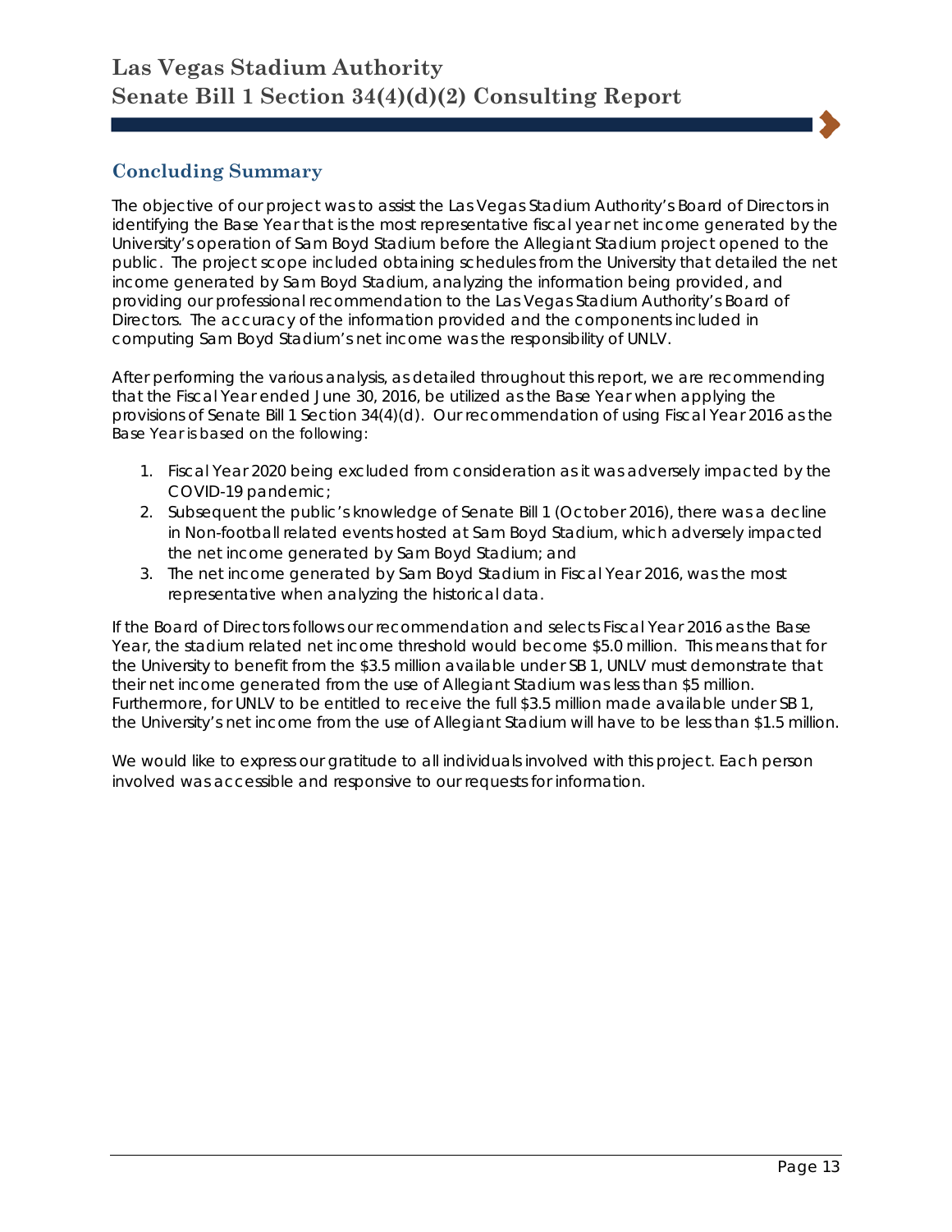## Concluding Summary

The objective of our project was to assist the Las Vegas Stadium Authority's Board of Directors in identifying the Base Year that is the most representative fiscal year net income generated by the University's operation of Sam Boyd Stadium before the Allegiant Stadium project opened to the public. The project scope included obtaining schedules from the University that detailed the net income generated by Sam Boyd Stadium, analyzing the information being provided, and providing our professional recommendation to the Las Vegas Stadium Authority's Board of Directors. The accuracy of the information provided and the components included in computing Sam Boyd Stadium's net income was the responsibility of UNLV.

After performing the various analysis, as detailed throughout this report, we are recommending that the Fiscal Year ended June 30, 2016, be utilized as the Base Year when applying the provisions of Senate Bill 1 Section 34(4)(d). Our recommendation of using Fiscal Year 2016 as the Base Year is based on the following:

1. Fiscal Year 2020 being excluded from consideration as it was adversely impacted by the COVID-19 pandemic;
2. Subsequent the public's knowledge of Senate Bill 1 (October 2016), there was a decline in Non-football related events hosted at Sam Boyd Stadium, which adversely impacted the net income generated by Sam Boyd Stadium; and
3. The net income generated by Sam Boyd Stadium in Fiscal Year 2016, was the most representative when analyzing the historical data.

If the Board of Directors follows our recommendation and selects Fiscal Year 2016 as the Base Year, the stadium related net income threshold would become $5.0 million. This means that for the University to benefit from the $3.5 million available under SB 1, UNLV must demonstrate that their net income generated from the use of Allegiant Stadium was less than $5 million. Furthermore, for UNLV to be entitled to receive the full $3.5 million made available under SB 1, the University's net income from the use of Allegiant Stadium will have to be less than $1.5 million.

We would like to express our gratitude to all individuals involved with this project. Each person involved was accessible and responsive to our requests for information.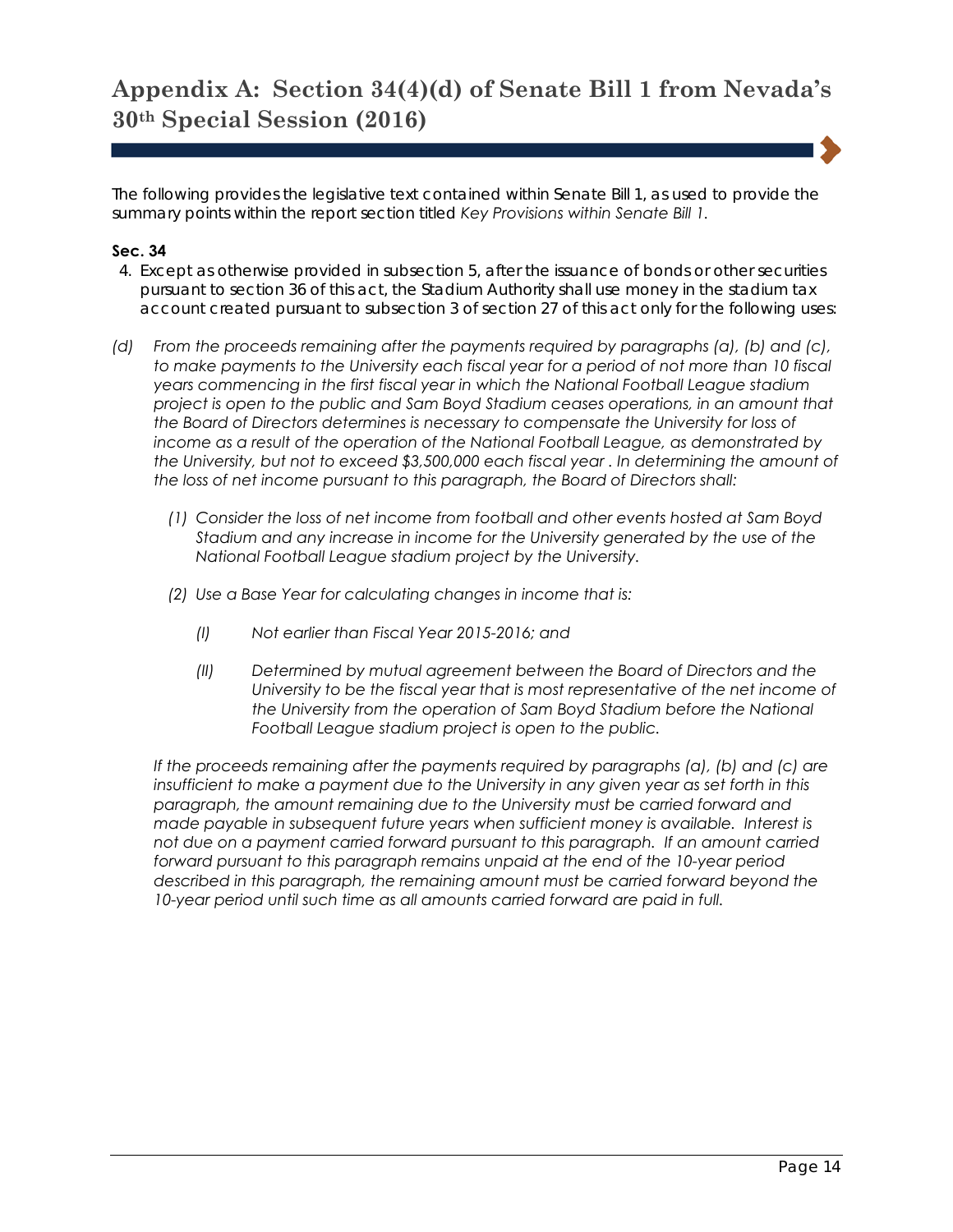# Appendix A: Section 34(4)(d) of Senate Bill 1 from Nevada's 30th Special Session (2016)

The following provides the legislative text contained within Senate Bill 1, as used to provide the summary points within the report section titled *Key Provisions within Senate Bill 1*.

**Sec. 34**

4. Except as otherwise provided in subsection 5, after the issuance of bonds or other securities pursuant to section 36 of this act, the Stadium Authority shall use money in the stadium tax account created pursuant to subsection 3 of section 27 of this act only for the following uses:

*(d) From the proceeds remaining after the payments required by paragraphs (a), (b) and (c), to make payments to the University each fiscal year for a period of not more than 10 fiscal years commencing in the first fiscal year in which the National Football League stadium project is open to the public and Sam Boyd Stadium ceases operations, in an amount that the Board of Directors determines is necessary to compensate the University for loss of income as a result of the operation of the National Football League, as demonstrated by the University, but not to exceed $3,500,000 each fiscal year . In determining the amount of the loss of net income pursuant to this paragraph, the Board of Directors shall:*

*(1) Consider the loss of net income from football and other events hosted at Sam Boyd Stadium and any increase in income for the University generated by the use of the National Football League stadium project by the University.*

*(2) Use a Base Year for calculating changes in income that is:*

*(I) Not earlier than Fiscal Year 2015-2016; and*

*(II) Determined by mutual agreement between the Board of Directors and the University to be the fiscal year that is most representative of the net income of the University from the operation of Sam Boyd Stadium before the National Football League stadium project is open to the public.*

*If the proceeds remaining after the payments required by paragraphs (a), (b) and (c) are insufficient to make a payment due to the University in any given year as set forth in this paragraph, the amount remaining due to the University must be carried forward and made payable in subsequent future years when sufficient money is available. Interest is not due on a payment carried forward pursuant to this paragraph. If an amount carried forward pursuant to this paragraph remains unpaid at the end of the 10-year period described in this paragraph, the remaining amount must be carried forward beyond the 10-year period until such time as all amounts carried forward are paid in full.*